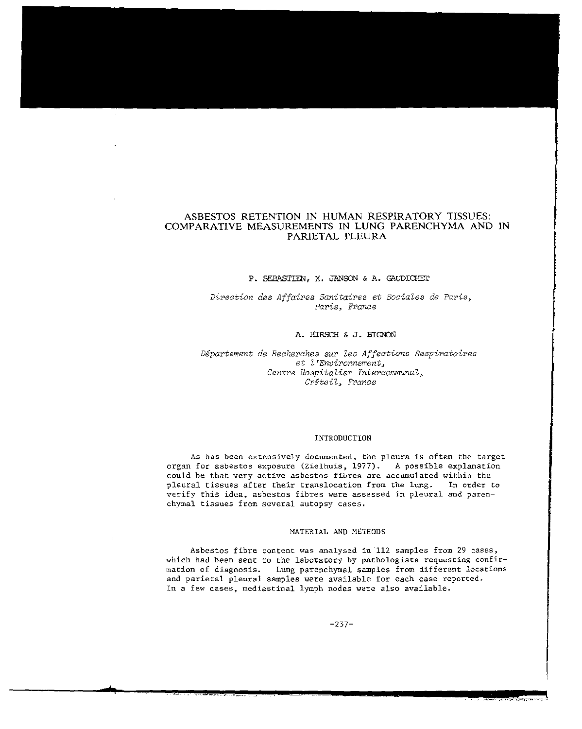# ASBESTOS RETENTION IN HUMAN RESPIRATORY TISSUES: COMPARATIVE MEASUREMENTS IN LUNG PARENCHYMA AND IN PARIETAL PLEURA

P. SEBASTIEN, X. JANSON & A. GAUDICHET

*Direction des Affaires Sanitaires et Sociales de Paris, Paris, France*

A. HIRSCH & J. BIGNON

*Département de Recherches sur les Affections Respiratoires et l'Environnement, Centre Hospitalier Intercommunal, Créteil, France*

## INTRODUCTION

As has been extensively documented, the pleura is often the target organ for asbestos exposure (Zielhuis, 1977). A possible explanation could be that very active asbestos fibres are accumulated within the pleural tissues after their translocation from the lung. In order to verify this idea, asbestos fibres were assessed in pleural and parenchymal tissues from several autopsy cases.

## MATERIAL AND METHODS

Asbestos fibre content was analysed in 112 samples from 29 cases, which had been sent to the laboratory by pathologists requesting confirmation of diagnosis. Lung parenchymal samples from different locations and parietal pleural samples were available for each case reported. In a few cases, mediastinal lymph nodes were also available.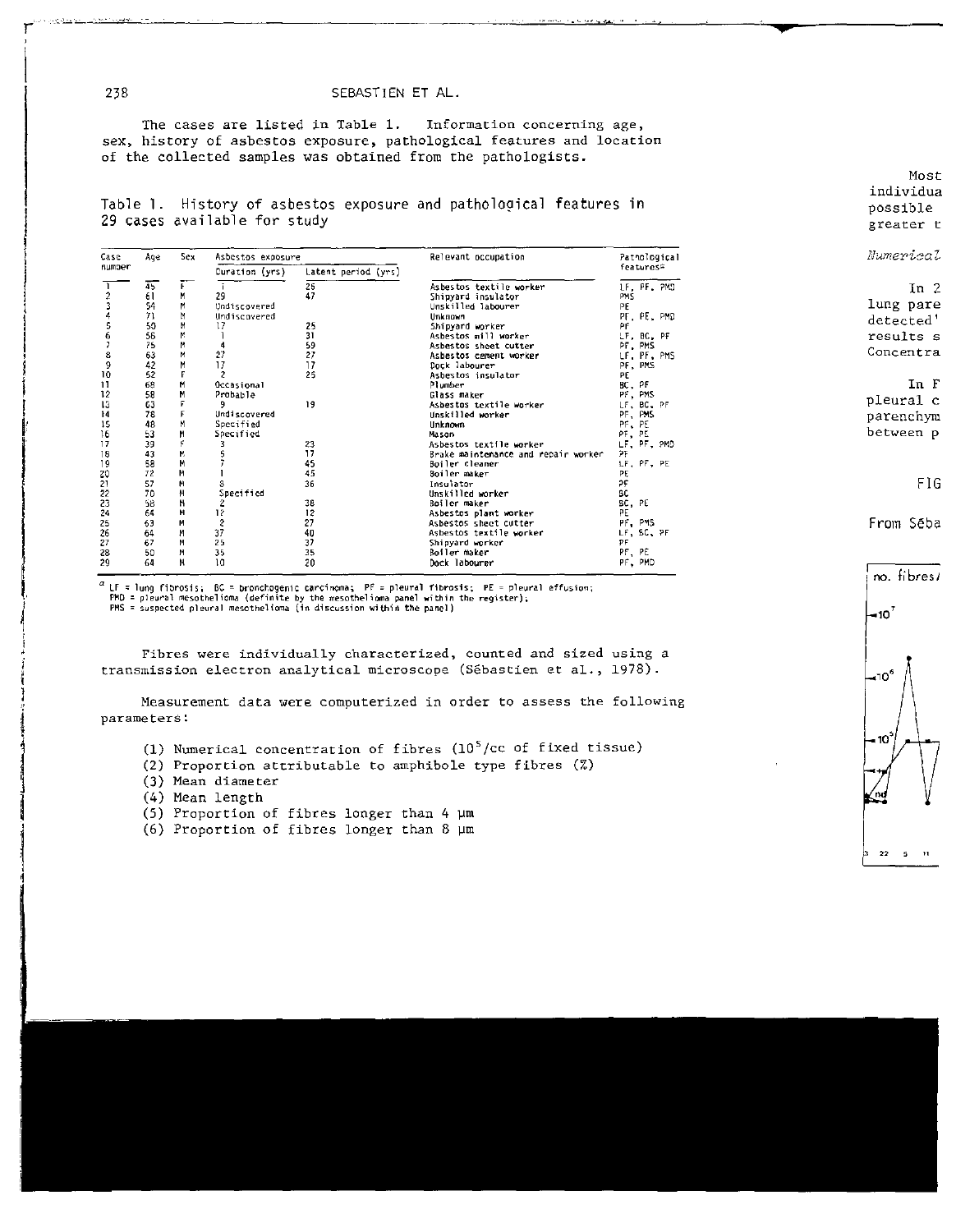The cases are listed in Table 1. Information concerning age, sex, history of asbestos exposure, pathological features and location of the collected samples was obtained from the pathologists.

Table 1. History of asbestos exposure and pathological features in 29 cases available for study

| Case number | Age | Sex | Asbestos exposure | | Relevant occupation | Pathological features[a] |
|---|---|---|---|---|---|---|
| | | | Duration (yrs) | Latent period (yrs) | | |
| 1 | 45 | F | 1 | 26 | Asbestos textile worker | LF, PF, PMD |
| 2 | 61 | M | 29 | 47 | Shipyard insulator | PMS |
| 3 | 54 | M | Undiscovered | | Unskilled labourer | PE |
| 4 | 71 | M | Undiscovered | | Unknown | PF, PE, PMD |
| 5 | 50 | M | 17 | 25 | Shipyard worker | PF |
| 6 | 56 | M | 1 | 31 | Asbestos mill worker | LF, BC, PF |
| 7 | 75 | M | 4 | 59 | Asbestos sheet cutter | PF, PMS |
| 8 | 63 | M | 27 | 27 | Asbestos cement worker | LF, PF, PMS |
| 9 | 42 | M | 17 | 17 | Dock labourer | PF, PMS |
| 10 | 52 | F | 2 | 25 | Asbestos insulator | PE |
| 11 | 68 | M | Occasional | | Plumber | BC, PF |
| 12 | 58 | M | Probable | | Glass maker | PF, PMS |
| 13 | 63 | F | 9 | 19 | Asbestos textile worker | LF, BC, PF |
| 14 | 78 | F | Undiscovered | | Unskilled worker | PF, PMS |
| 15 | 48 | M | Specified | | Unknown | PF, PE |
| 16 | 53 | M | Specified | | Mason | PF, PE |
| 17 | 39 | F | 3 | 23 | Asbestos textile worker | LF, PF, PMD |
| 18 | 43 | M | 5 | 17 | Brake maintenance and repair worker | PF |
| 19 | 58 | M | 7 | 45 | Boiler cleaner | LF, PF, PE |
| 20 | 72 | M | 1 | 45 | Boiler maker | PE |
| 21 | 57 | M | 8 | 36 | Insulator | PF |
| 22 | 70 | M | Specified | | Unskilled worker | BC |
| 23 | 58 | M | 2 | 38 | Boiler maker | BC, PE |
| 24 | 64 | M | 12 | 12 | Asbestos plant worker | PE |
| 25 | 63 | M | 2 | 27 | Asbestos sheet cutter | PF, PMS |
| 26 | 64 | M | 37 | 40 | Asbestos textile worker | LF, BC, PF |
| 27 | 67 | M | 25 | 37 | Shipyard worker | PF |
| 28 | 50 | M | 35 | 35 | Boiler maker | PF, PE |
| 29 | 64 | M | 10 | 20 | Dock labourer | PF, PMD |

[a] LF = lung fibrosis; BC = bronchogenic carcinoma; PF = pleural fibrosis; PE = pleural effusion; PMD = pleural mesothelioma (definite by the mesothelioma panel within the register); PMS = suspected pleural mesothelioma (in discussion within the panel)

Fibres were individually characterized, counted and sized using a transmission electron analytical microscope (Sébastien et al., 1978).

Measurement data were computerized in order to assess the following parameters:

(1) Numerical concentration of fibres ($10^5$/cc of fixed tissue)
(2) Proportion attributable to amphibole type fibres (%)
(3) Mean diameter
(4) Mean length
(5) Proportion of fibres longer than 4 μm
(6) Proportion of fibres longer than 8 μm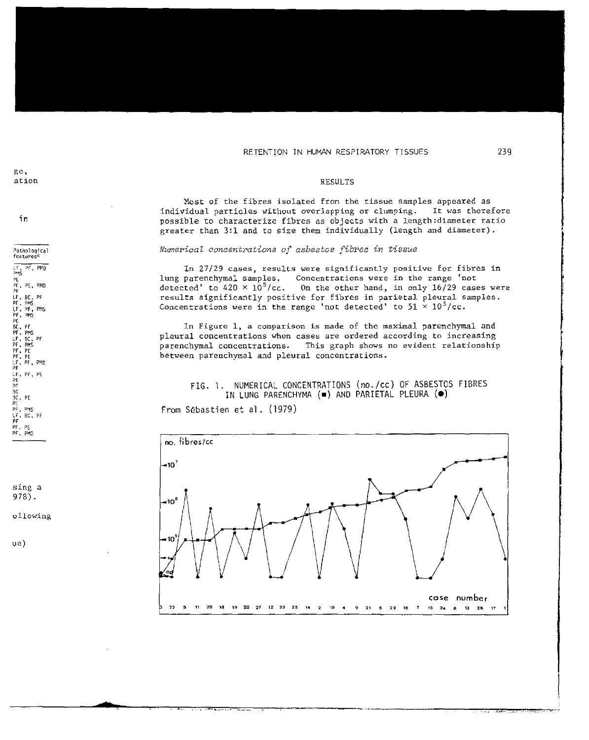## RESULTS

Most of the fibres isolated from the tissue samples appeared as individual particles without overlapping or clumping. It was therefore possible to characterize fibres as objects with a length:diameter ratio greater than 3:1 and to size them individually (length and diameter).

### *Numerical concentrations of asbestos fibres in tissue*

In 27/29 cases, results were significantly positive for fibres in lung parenchymal samples. Concentrations were in the range 'not detected' to $420 \times 10^5$/cc. On the other hand, in only 16/29 cases were results significantly positive for fibres in parietal pleural samples. Concentrations were in the range 'not detected' to $51 \times 10^5$/cc.

In Figure 1, a comparison is made of the maximal parenchymal and pleural concentrations when cases are ordered according to increasing parenchymal concentrations. This graph shows no evident relationship between parenchymal and pleural concentrations.

FIG. 1. NUMERICAL CONCENTRATIONS (no./cc) OF ASBESTOS FIBRES IN LUNG PARENCHYMA (■) AND PARIETAL PLEURA (●)

From Sébastien et al. (1979)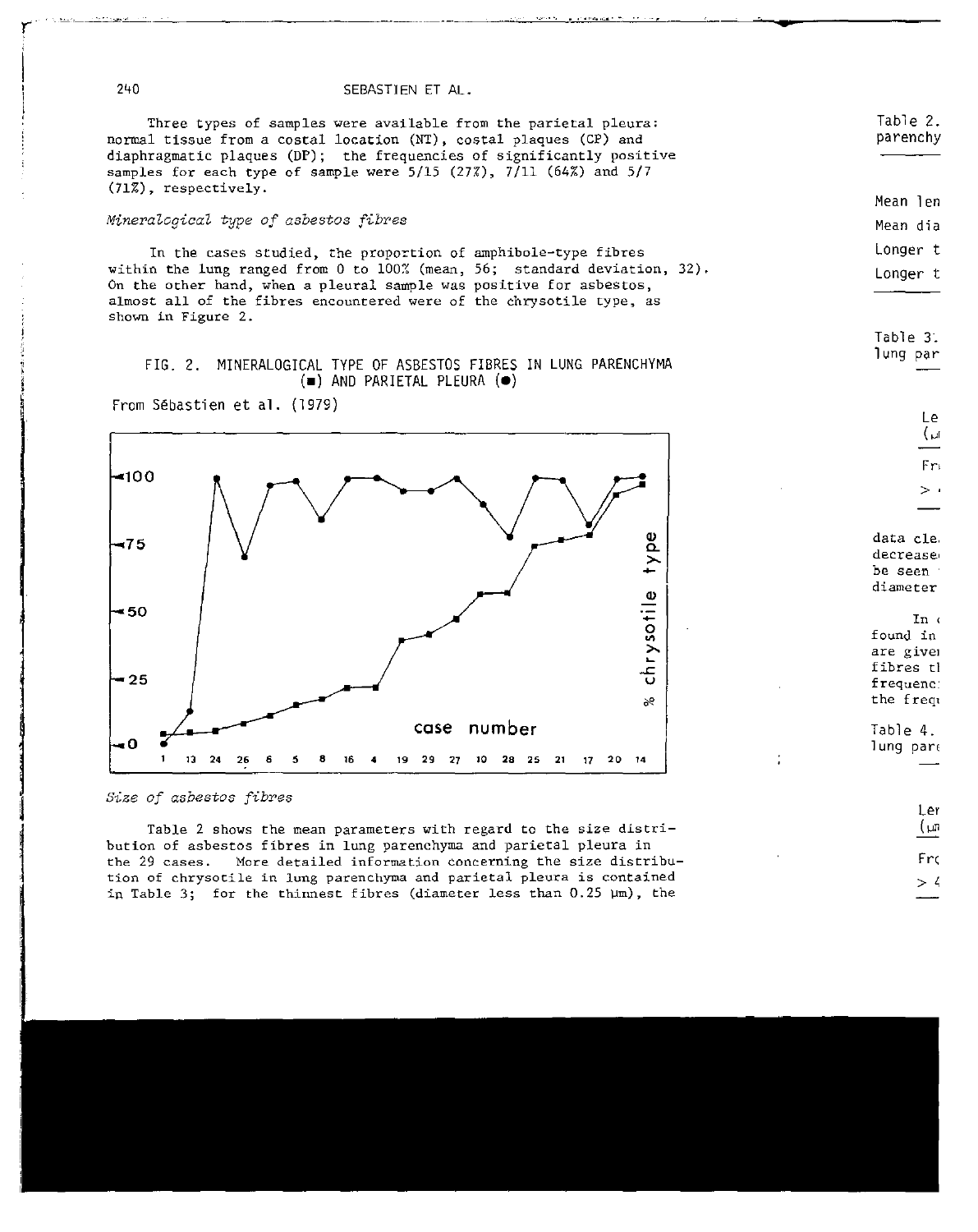Three types of samples were available from the parietal pleura: normal tissue from a costal location (NT), costal plaques (CP) and diaphragmatic plaques (DP); the frequencies of significantly positive samples for each type of sample were 5/15 (27%), 7/11 (64%) and 5/7 (71%), respectively.

*Mineralogical type of asbestos fibres*

In the cases studied, the proportion of amphibole-type fibres within the lung ranged from 0 to 100% (mean, 56; standard deviation, 32). On the other hand, when a pleural sample was positive for asbestos, almost all of the fibres encountered were of the chrysotile type, as shown in Figure 2.

FIG. 2. MINERALOGICAL TYPE OF ASBESTOS FIBRES IN LUNG PARENCHYMA (■) AND PARIETAL PLEURA (●)

From Sébastien et al. (1979)

*Size of asbestos fibres*

Table 2 shows the mean parameters with regard to the size distribution of asbestos fibres in lung parenchyma and parietal pleura in the 29 cases. More detailed information concerning the size distribution of chrysotile in lung parenchyma and parietal pleura is contained in Table 3; for the thinnest fibres (diameter less than 0.25 μm), the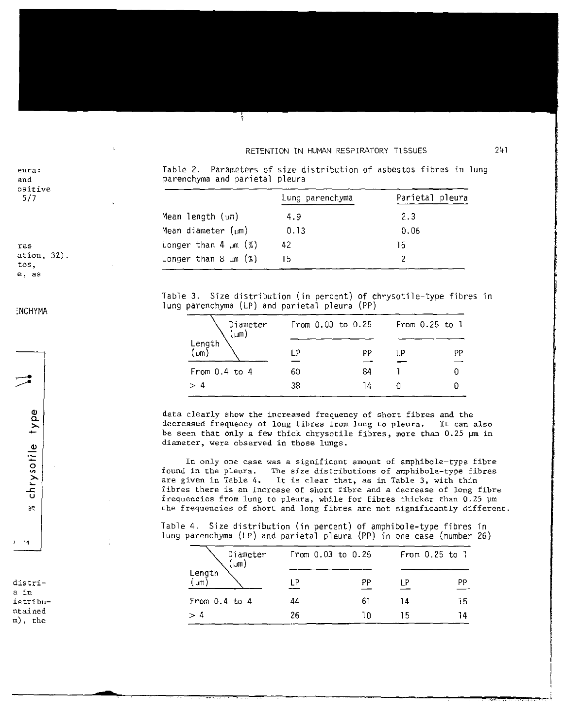Table 2. Parameters of size distribution of asbestos fibres in lung parenchyma and parietal pleura

| | Lung parenchyma | Parietal pleura |
|---|---|---|
| Mean length (μm) | 4.9 | 2.3 |
| Mean diameter (μm) | 0.13 | 0.06 |
| Longer than 4 μm (%) | 42 | 16 |
| Longer than 8 μm (%) | 15 | 2 |

Table 3. Size distribution (in percent) of chrysotile-type fibres in lung parenchyma (LP) and parietal pleura (PP)

| Length (μm) \ Diameter (μm) | From 0.03 to 0.25 | | From 0.25 to 1 | |
|---|---|---|---|---|
| | LP | PP | LP | PP |
| From 0.4 to 4 | 60 | 84 | 1 | 0 |
| > 4 | 38 | 14 | 0 | 0 |

data clearly show the increased frequency of short fibres and the decreased frequency of long fibres from lung to pleura. It can also be seen that only a few thick chrysotile fibres, more than 0.25 μm in diameter, were observed in those lungs.

In only one case was a significant amount of amphibole-type fibre found in the pleura. The size distributions of amphibole-type fibres are given in Table 4. It is clear that, as in Table 3, with thin fibres there is an increase of short fibre and a decrease of long fibre frequencies from lung to pleura, while for fibres thicker than 0.25 μm the frequencies of short and long fibres are not significantly different.

Table 4. Size distribution (in percent) of amphibole-type fibres in lung parenchyma (LP) and parietal pleura (PP) in one case (number 26)

| Length (μm) \ Diameter (μm) | From 0.03 to 0.25 | | From 0.25 to 1 | |
|---|---|---|---|---|
| | LP | PP | LP | PP |
| From 0.4 to 4 | 44 | 61 | 14 | 15 |
| > 4 | 26 | 10 | 15 | 14 |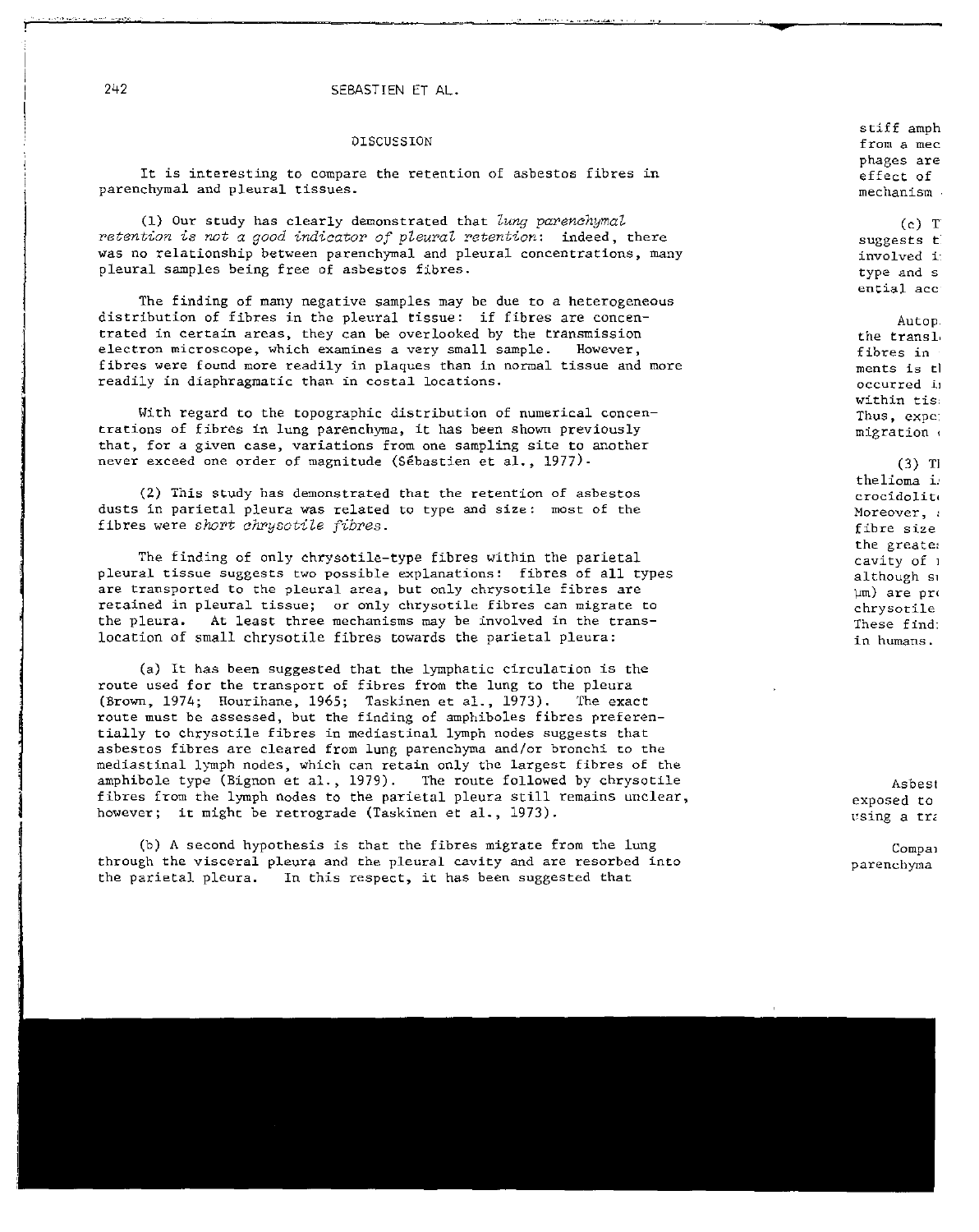## DISCUSSION

It is interesting to compare the retention of asbestos fibres in parenchymal and pleural tissues.

(1) Our study has clearly demonstrated that *lung parenchymal retention is not a good indicator of pleural retention*: indeed, there was no relationship between parenchymal and pleural concentrations, many pleural samples being free of asbestos fibres.

The finding of many negative samples may be due to a heterogeneous distribution of fibres in the pleural tissue: if fibres are concentrated in certain areas, they can be overlooked by the transmission electron microscope, which examines a very small sample. However, fibres were found more readily in plaques than in normal tissue and more readily in diaphragmatic than in costal locations.

With regard to the topographic distribution of numerical concentrations of fibres in lung parenchyma, it has been shown previously that, for a given case, variations from one sampling site to another never exceed one order of magnitude (Sébastien et al., 1977).

(2) This study has demonstrated that the retention of asbestos dusts in parietal pleura was related to type and size: most of the fibres were *short chrysotile fibres*.

The finding of only chrysotile-type fibres within the parietal pleural tissue suggests two possible explanations: fibres of all types are transported to the pleural area, but only chrysotile fibres are retained in pleural tissue; or only chrysotile fibres can migrate to the pleura. At least three mechanisms may be involved in the translocation of small chrysotile fibres towards the parietal pleura:

(a) It has been suggested that the lymphatic circulation is the route used for the transport of fibres from the lung to the pleura (Brown, 1974; Hourihane, 1965; Taskinen et al., 1973). The exact route must be assessed, but the finding of amphiboles fibres preferentially to chrysotile fibres in mediastinal lymph nodes suggests that asbestos fibres are cleared from lung parenchyma and/or bronchi to the mediastinal lymph nodes, which can retain only the largest fibres of the amphibole type (Bignon et al., 1979). The route followed by chrysotile fibres from the lymph nodes to the parietal pleura still remains unclear, however; it might be retrograde (Taskinen et al., 1973).

(b) A second hypothesis is that the fibres migrate from the lung through the visceral pleura and the pleural cavity and are resorbed into the parietal pleura. In this respect, it has been suggested that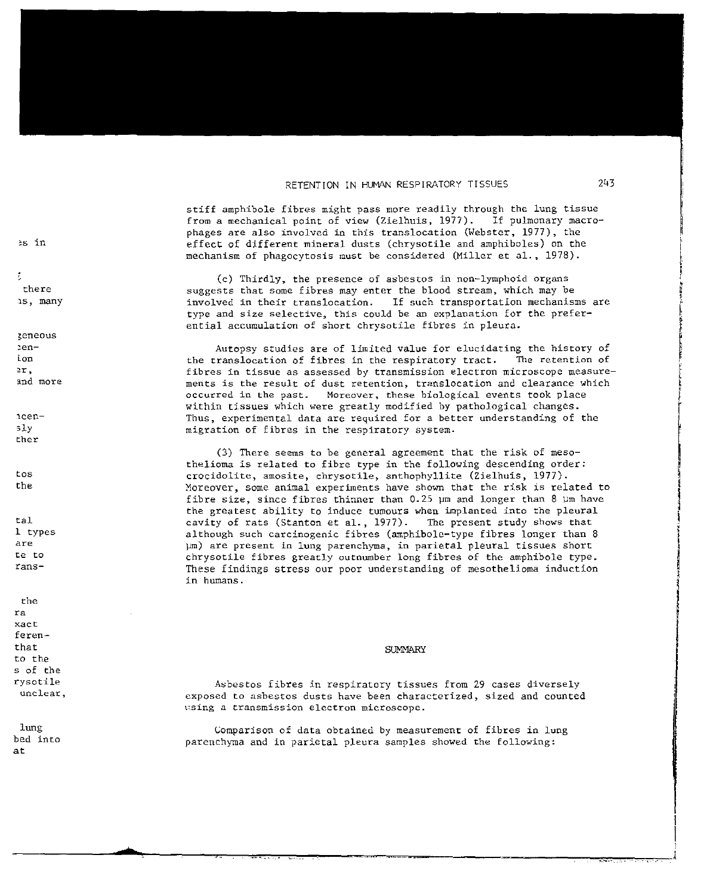stiff amphibole fibres might pass more readily through the lung tissue from a mechanical point of view (Zielhuis, 1977). If pulmonary macrophages are also involved in this translocation (Webster, 1977), the effect of different mineral dusts (chrysotile and amphiboles) on the mechanism of phagocytosis must be considered (Miller et al., 1978).

(c) Thirdly, the presence of asbestos in non-lymphoid organs suggests that some fibres may enter the blood stream, which may be involved in their translocation. If such transportation mechanisms are type and size selective, this could be an explanation for the preferential accumulation of short chrysotile fibres in pleura.

Autopsy studies are of limited value for elucidating the history of the translocation of fibres in the respiratory tract. The retention of fibres in tissue as assessed by transmission electron microscope measurements is the result of dust retention, translocation and clearance which occurred in the past. Moreover, these biological events took place within tissues which were greatly modified by pathological changes. Thus, experimental data are required for a better understanding of the migration of fibres in the respiratory system.

(3) There seems to be general agreement that the risk of mesothelioma is related to fibre type in the following descending order: crocidolite, amosite, chrysotile, anthophyllite (Zielhuis, 1977). Moreover, some animal experiments have shown that the risk is related to fibre size, since fibres thinner than 0.25 µm and longer than 8 µm have the greatest ability to induce tumours when implanted into the pleural cavity of rats (Stanton et al., 1977). The present study shows that although such carcinogenic fibres (amphibole-type fibres longer than 8 µm) are present in lung parenchyma, in parietal pleural tissues short chrysotile fibres greatly outnumber long fibres of the amphibole type. These findings stress our poor understanding of mesothelioma induction in humans.

## SUMMARY

Asbestos fibres in respiratory tissues from 29 cases diversely exposed to asbestos dusts have been characterized, sized and counted using a transmission electron microscope.

Comparison of data obtained by measurement of fibres in lung parenchyma and in parietal pleura samples showed the following: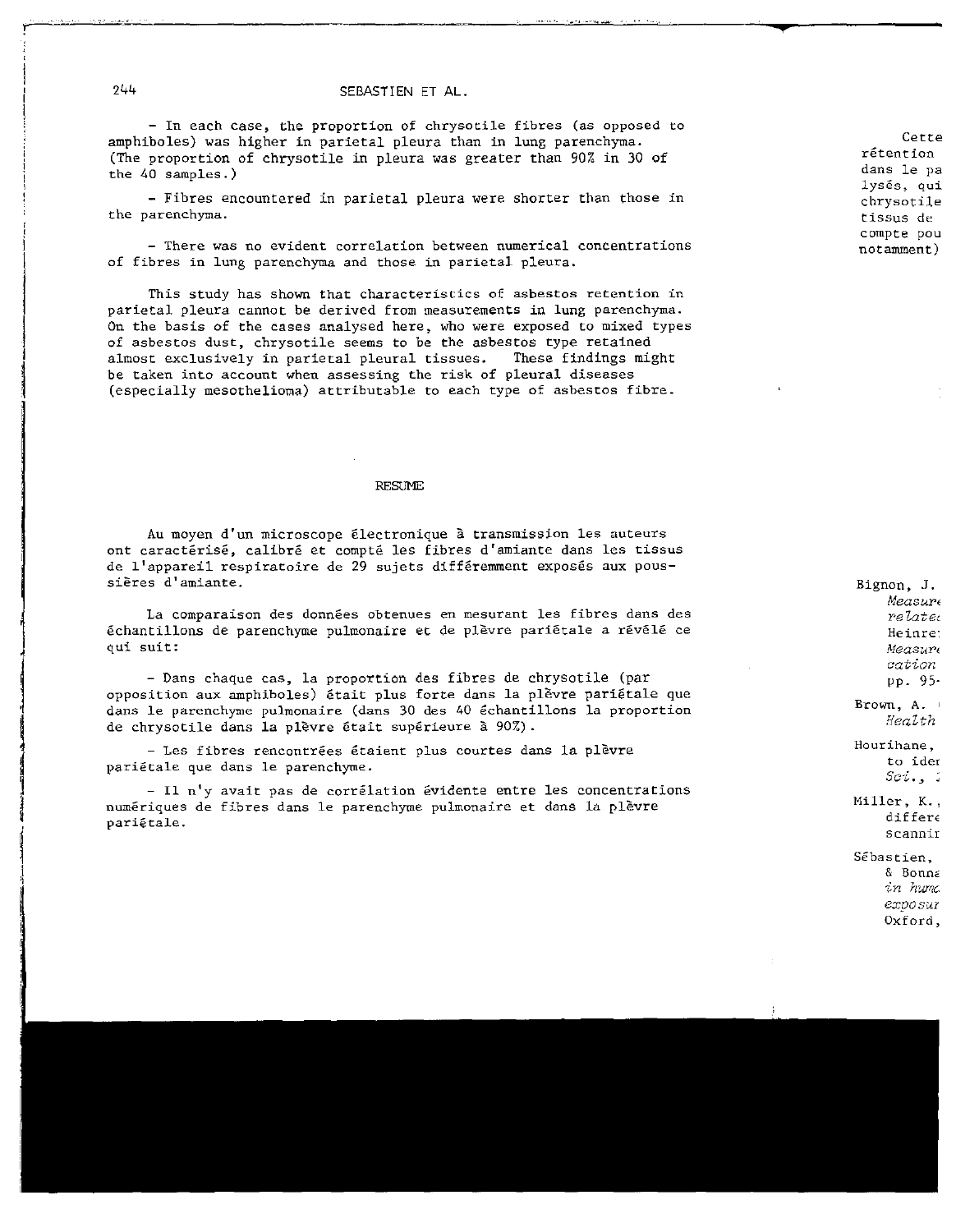- In each case, the proportion of chrysotile fibres (as opposed to amphiboles) was higher in parietal pleura than in lung parenchyma. (The proportion of chrysotile in pleura was greater than 90% in 30 of the 40 samples.)

- Fibres encountered in parietal pleura were shorter than those in the parenchyma.

- There was no evident correlation between numerical concentrations of fibres in lung parenchyma and those in parietal pleura.

This study has shown that characteristics of asbestos retention in parietal pleura cannot be derived from measurements in lung parenchyma. On the basis of the cases analysed here, who were exposed to mixed types of asbestos dust, chrysotile seems to be the asbestos type retained almost exclusively in parietal pleural tissues. These findings might be taken into account when assessing the risk of pleural diseases (especially mesothelioma) attributable to each type of asbestos fibre.

## RESUME

Au moyen d'un microscope électronique à transmission les auteurs ont caractérisé, calibré et compté les fibres d'amiante dans les tissus de l'appareil respiratoire de 29 sujets différemment exposés aux poussières d'amiante.

La comparaison des données obtenues en mesurant les fibres dans des échantillons de parenchyme pulmonaire et de plèvre pariétale a révélé ce qui suit:

- Dans chaque cas, la proportion des fibres de chrysotile (par opposition aux amphiboles) était plus forte dans la plèvre pariétale que dans le parenchyme pulmonaire (dans 30 des 40 échantillons la proportion de chrysotile dans la plèvre était supérieure à 90%).

- Les fibres rencontrées étaient plus courtes dans la plèvre pariétale que dans le parenchyme.

- Il n'y avait pas de corrélation évidente entre les concentrations numériques de fibres dans le parenchyme pulmonaire et dans la plèvre pariétale.

Cette rétention dans le pa lysés, qui chrysotile tissus de compte pou notamment)

Bignon, J. *Measure relatec* Heinre: *Measure cation* pp. 95-

Brown, A. *Health*

Hourihane, to ider *Sci.*,

Miller, K., differe scannir

Sébastien, & Bonna *in huma exposur* Oxford,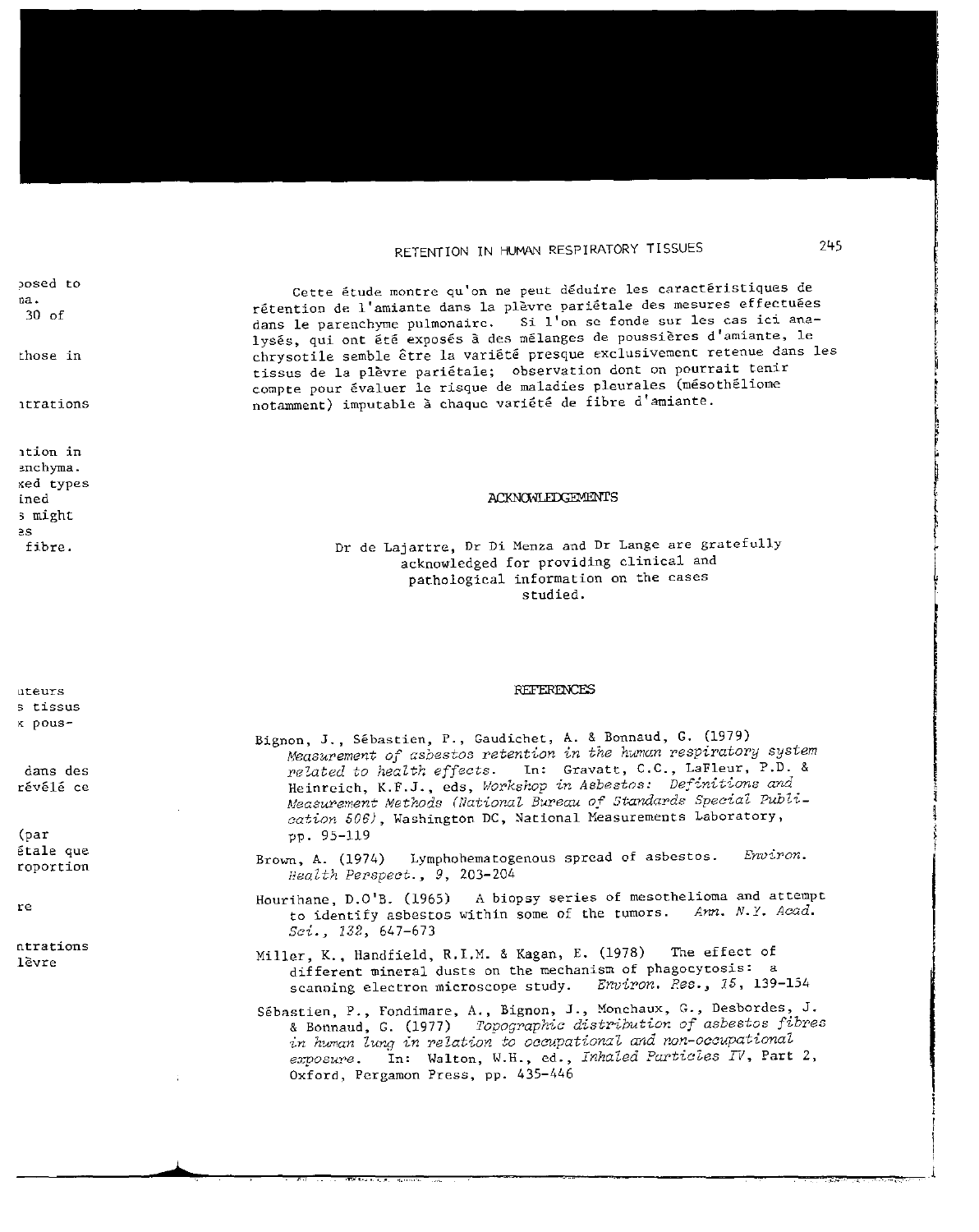Cette étude montre qu'on ne peut déduire les caractéristiques de rétention de l'amiante dans la plèvre pariétale des mesures effectuées dans le parenchyme pulmonaire. Si l'on se fonde sur les cas ici analysés, qui ont été exposés à des mélanges de poussières d'amiante, le chrysotile semble être la variété presque exclusivement retenue dans les tissus de la plèvre pariétale; observation dont on pourrait tenir compte pour évaluer le risque de maladies pleurales (mésothéliome notamment) imputable à chaque variété de fibre d'amiante.

## ACKNOWLEDGEMENTS

Dr de Lajartre, Dr Di Menza and Dr Lange are gratefully acknowledged for providing clinical and pathological information on the cases studied.

## REFERENCES

Bignon, J., Sébastien, P., Gaudichet, A. & Bonnaud, G. (1979) *Measurement of asbestos retention in the human respiratory system related to health effects*. In: Gravatt, C.C., LaFleur, P.D. & Heinreich, K.F.J., eds, *Workshop in Asbestos: Definitions and Measurement Methods (National Bureau of Standards Special Publication 506)*, Washington DC, National Measurements Laboratory, pp. 95-119

Brown, A. (1974) Lymphohematogenous spread of asbestos. *Environ. Health Perspect.*, *9*, 203-204

Hourihane, D.O'B. (1965) A biopsy series of mesothelioma and attempt to identify asbestos within some of the tumors. *Ann. N.Y. Acad. Sci.*, *132*, 647-673

Miller, K., Handfield, R.I.M. & Kagan, E. (1978) The effect of different mineral dusts on the mechanism of phagocytosis: a scanning electron microscope study. *Environ. Res.*, *15*, 139-154

Sébastien, P., Fondimare, A., Bignon, J., Monchaux, G., Desbordes, J. & Bonnaud, G. (1977) *Topographic distribution of asbestos fibres in human lung in relation to occupational and non-occupational exposure*. In: Walton, W.H., ed., *Inhaled Particles IV*, Part 2, Oxford, Pergamon Press, pp. 435-446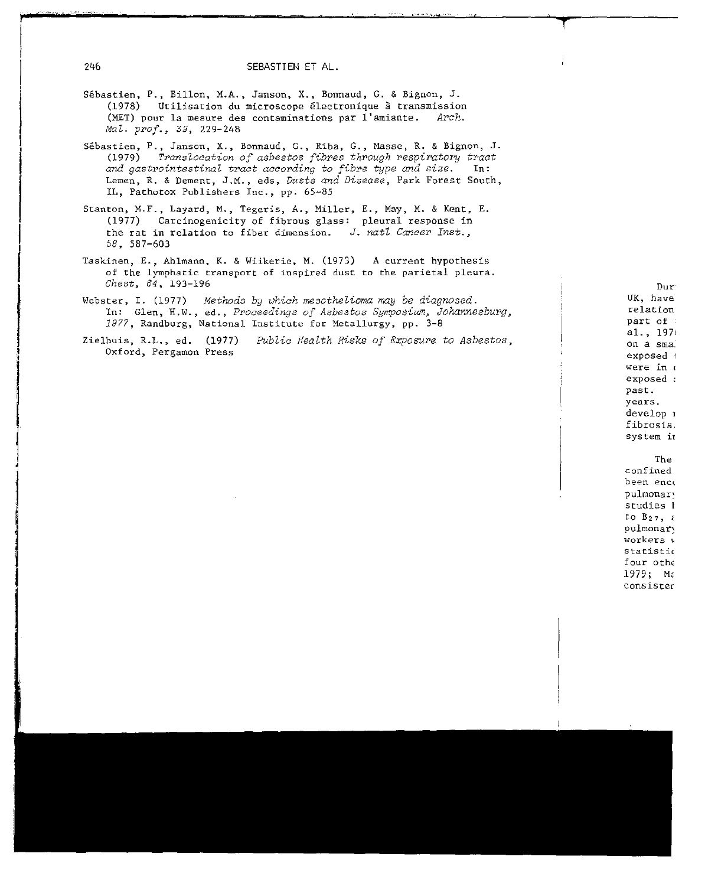Sébastien, P., Billon, M.A., Janson, X., Bonnaud, G. & Bignon, J. (1978) Utilisation du microscope électronique à transmission (MET) pour la mesure des contaminations par l'amiante. *Arch. Mal. prof.*, *39*, 229-248

Sébastien, P., Janson, X., Bonnaud, G., Riba, G., Masse, R. & Bignon, J. (1979) *Translocation of asbestos fibres through respiratory tract and gastrointestinal tract according to fibre type and size.* In: Lemen, R. & Dement, J.M., eds, *Dusts and Disease*, Park Forest South, IL, Pathotox Publishers Inc., pp. 65-85

Stanton, M.F., Layard, M., Tegeris, A., Miller, E., May, M. & Kent, E. (1977) Carcinogenicity of fibrous glass: pleural response in the rat in relation to fiber dimension. *J. natl Cancer Inst.*, *58*, 587-603

Taskinen, E., Ahlmann, K. & Wiikeric, M. (1973) A current hypothesis of the lymphatic transport of inspired dust to the parietal pleura. *Chest*, *64*, 193-196

Webster, I. (1977) *Methods by which mesothelioma may be diagnosed.* In: Glen, H.W., ed., *Proceedings of Asbestos Symposium, Johannesburg, 1977*, Randburg, National Institute for Metallurgy, pp. 3-8

Zielhuis, R.L., ed. (1977) *Public Health Risks of Exposure to Asbestos*, Oxford, Pergamon Press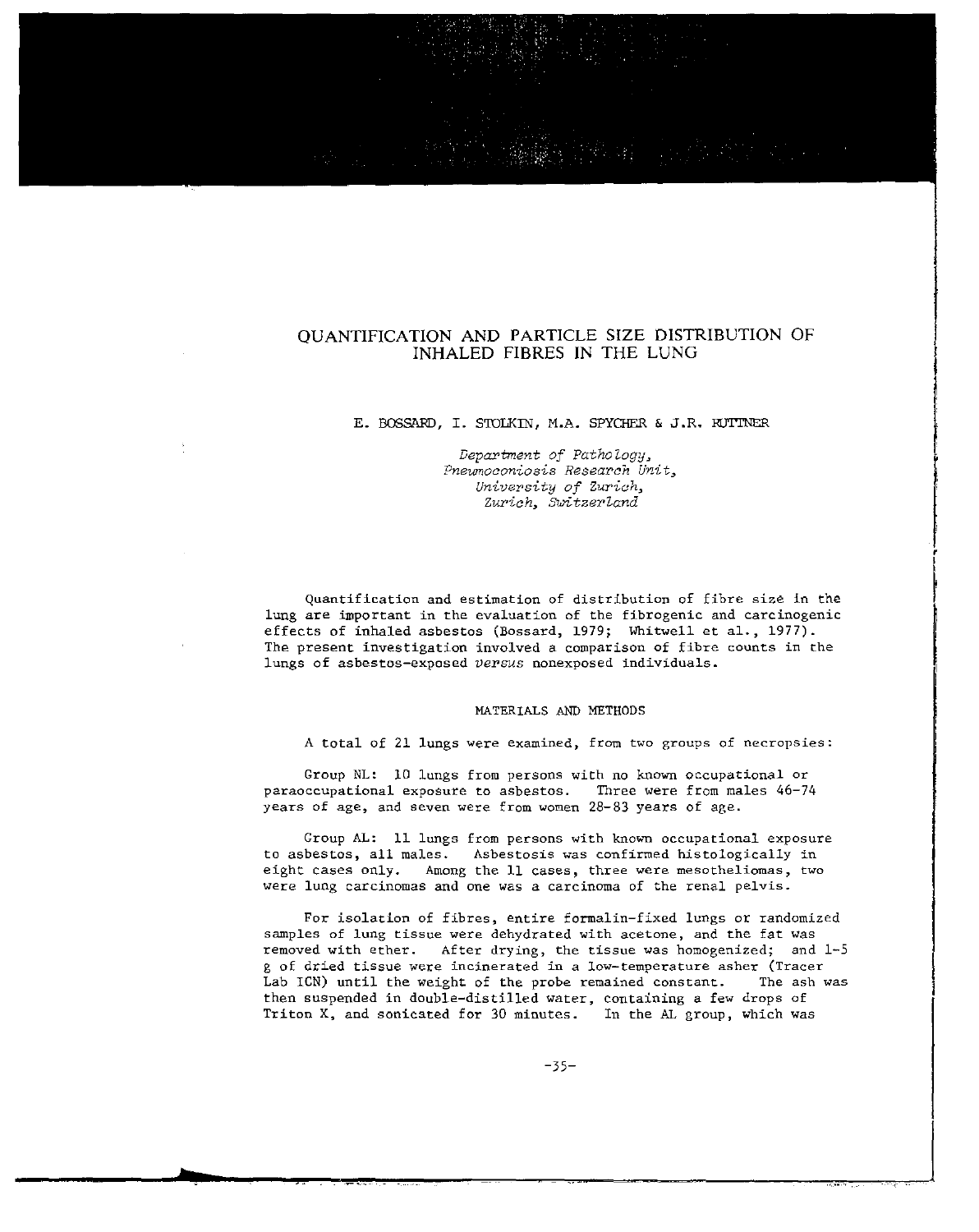# QUANTIFICATION AND PARTICLE SIZE DISTRIBUTION OF INHALED FIBRES IN THE LUNG

E. BOSSARD, I. STOLKIN, M.A. SPYCHER & J.R. RUTTNER

*Department of Pathology,*
*Pneumoconiosis Research Unit,*
*University of Zurich,*
*Zurich, Switzerland*

Quantification and estimation of distribution of fibre size in the lung are important in the evaluation of the fibrogenic and carcinogenic effects of inhaled asbestos (Bossard, 1979; Whitwell et al., 1977). The present investigation involved a comparison of fibre counts in the lungs of asbestos-exposed *versus* nonexposed individuals.

## MATERIALS AND METHODS

A total of 21 lungs were examined, from two groups of necropsies:

Group NL: 10 lungs from persons with no known occupational or paraoccupational exposure to asbestos. Three were from males 46-74 years of age, and seven were from women 28-83 years of age.

Group AL: 11 lungs from persons with known occupational exposure to asbestos, all males. Asbestosis was confirmed histologically in eight cases only. Among the 11 cases, three were mesotheliomas, two were lung carcinomas and one was a carcinoma of the renal pelvis.

For isolation of fibres, entire formalin-fixed lungs or randomized samples of lung tissue were dehydrated with acetone, and the fat was removed with ether. After drying, the tissue was homogenized; and 1-5 g of dried tissue were incinerated in a low-temperature asher (Tracer Lab ICN) until the weight of the probe remained constant. The ash was then suspended in double-distilled water, containing a few drops of Triton X, and sonicated for 30 minutes. In the AL group, which was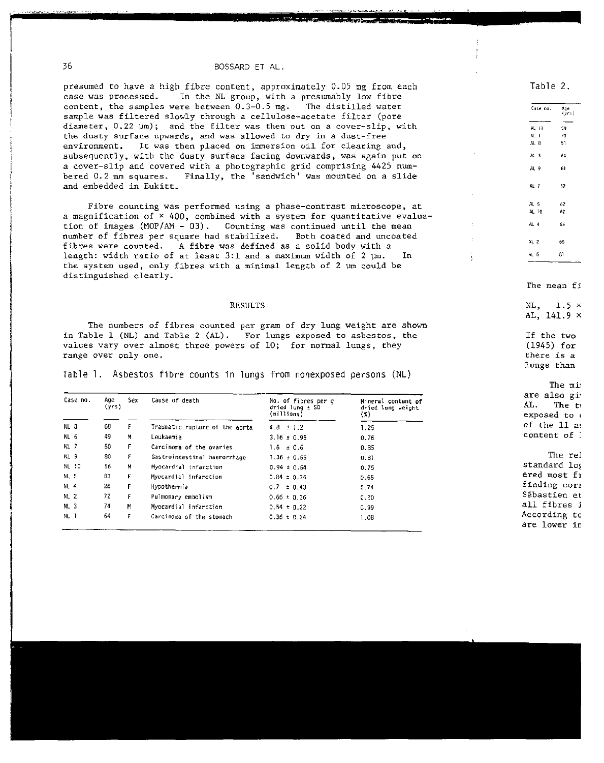presumed to have a high fibre content, approximately 0.05 mg from each case was processed. In the NL group, with a presumably low fibre content, the samples were between 0.3–0.5 mg. The distilled water sample was filtered slowly through a cellulose-acetate filter (pore diameter, 0.22 µm); and the filter was then put on a cover-slip, with the dusty surface upwards, and was allowed to dry in a dust-free environment. It was then placed on immersion oil for clearing and, subsequently, with the dusty surface facing downwards, was again put on a cover-slip and covered with a photographic grid comprising 4425 numbered 0.2 mm squares. Finally, the 'sandwich' was mounted on a slide and embedded in Eukitt.

Fibre counting was performed using a phase-contrast microscope, at a magnification of × 400, combined with a system for quantitative evaluation of images (MOP/AM – 03). Counting was continued until the mean number of fibres per square had stabilized. Both coated and uncoated fibres were counted. A fibre was defined as a solid body with a length: width ratio of at least 3:1 and a maximum width of 2 µm. In the system used, only fibres with a minimal length of 2 µm could be distinguished clearly.

## RESULTS

The numbers of fibres counted per gram of dry lung weight are shown in Table 1 (NL) and Table 2 (AL). For lungs exposed to asbestos, the values vary over almost three powers of 10; for normal lungs, they range over only one.

Table 1. Asbestos fibre counts in lungs from nonexposed persons (NL)

| Case no. | Age (yrs) | Sex | Cause of death | No. of fibres per g dried lung ± SD (millions) | Mineral content of dried lung weight (%) |
|---|---|---|---|---|---|
| NL 8 | 68 | F | Traumatic rupture of the aorta | 4.8 ± 1.2 | 1.25 |
| NL 6 | 49 | M | Leukaemia | 3.16 ± 0.95 | 0.76 |
| NL 7 | 50 | F | Carcinoma of the ovaries | 1.6 ± 0.6 | 0.85 |
| NL 9 | 80 | F | Gastrointestinal haemorrhage | 1.36 ± 0.56 | 0.81 |
| NL 10 | 56 | M | Myocardial infarction | 0.94 ± 0.54 | 0.75 |
| NL 5 | 83 | F | Myocardial infarction | 0.84 ± 0.35 | 0.55 |
| NL 4 | 28 | F | Hypothermia | 0.7 ± 0.43 | 0.74 |
| NL 2 | 72 | F | Pulmonary embolism | 0.66 ± 0.36 | 0.20 |
| NL 3 | 74 | M | Myocardial infarction | 0.54 ± 0.22 | 0.99 |
| NL 1 | 64 | F | Carcinoma of the stomach | 0.36 ± 0.24 | 1.08 |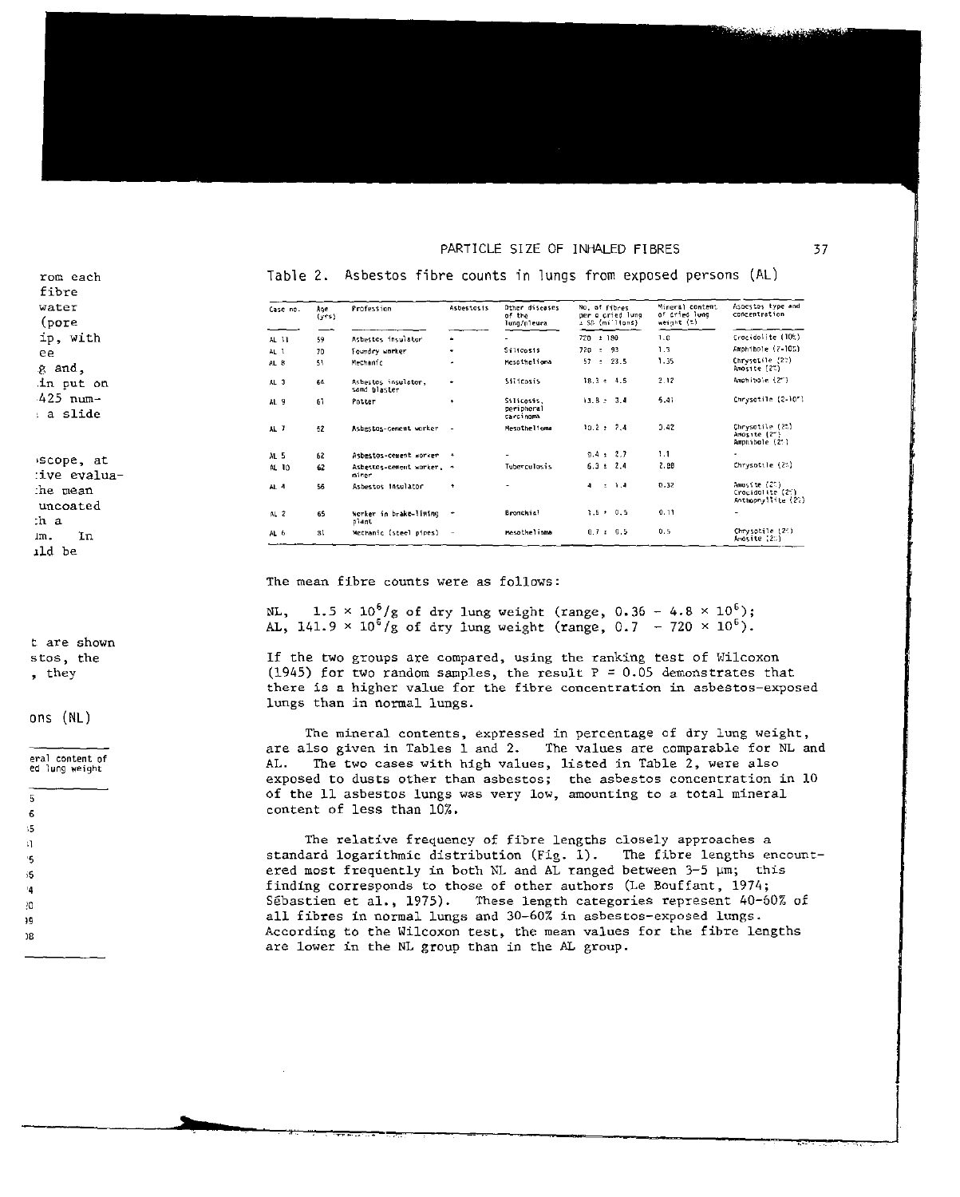Table 2. Asbestos fibre counts in lungs from exposed persons (AL)

| Case no. | Age (yrs) | Profession | Asbestosis | Other diseases of the lung/pleura | No. of fibres per g dried lung ± SD (millions) | Mineral content of dried lung weight (%) | Asbestos type and concentration |
|---|---|---|---|---|---|---|---|
| AL 11 | 59 | Asbestos insulator | + | - | 720 ± 180 | 1.0 | Crocidolite (10%) |
| AL 1 | 70 | Foundry worker | + | Silicosis | 720 ± 93 | 1.5 | Amphibole (7-10%) |
| AL 8 | 51 | Mechanic | + | Mesothelioma | 57 ± 23.5 | 1.35 | Chrysotile (2%) Amosite (2%) |
| AL 3 | 64 | Asbestos insulator, sand blaster | + | Silicosis | 18.3 ± 4.5 | 2.12 | Amphibole (2%) |
| AL 9 | 61 | Potter | + | Silicosis, peripheral carcinoma | 13.8 ± 3.4 | 5.41 | Chrysotile (2-10%) |
| AL 7 | 62 | Asbestos-cement worker | - | Mesothelioma | 10.2 ± 2.4 | 0.42 | Chrysotile (2%) Amosite (2%) Amphibole (2%) |
| AL 5 | 62 | Asbestos-cement worker | + | - | 9.4 ± 2.7 | 1.1 | - |
| AL 10 | 62 | Asbestos-cement worker, miner | + | Tuberculosis | 6.3 ± 2.4 | 2.88 | Chrysotile (2%) |
| AL 4 | 56 | Asbestos insulator | + | - | 4 ± 1.4 | 0.32 | Amosite (2%) Crocidolite (2%) Anthophyllite (2%) |
| AL 2 | 65 | Worker in brake-lining plant | - | Bronchial | 1.5 ± 0.5 | 0.11 | - |
| AL 6 | 31 | Mechanic (steel pipes) | - | Mesothelioma | 0.7 ± 0.5 | 0.5 | Chrysotile (2%) Amosite (2%) |

The mean fibre counts were as follows:

NL, $1.5 \times 10^6$/g of dry lung weight (range, $0.36 - 4.8 \times 10^6$);
AL, $141.9 \times 10^6$/g of dry lung weight (range, $0.7 - 720 \times 10^6$).

If the two groups are compared, using the ranking test of Wilcoxon (1945) for two random samples, the result $P = 0.05$ demonstrates that there is a higher value for the fibre concentration in asbestos-exposed lungs than in normal lungs.

The mineral contents, expressed in percentage of dry lung weight, are also given in Tables 1 and 2. The values are comparable for NL and AL. The two cases with high values, listed in Table 2, were also exposed to dusts other than asbestos; the asbestos concentration in 10 of the 11 asbestos lungs was very low, amounting to a total mineral content of less than 10%.

The relative frequency of fibre lengths closely approaches a standard logarithmic distribution (Fig. 1). The fibre lengths encountered most frequently in both NL and AL ranged between 3-5 µm; this finding corresponds to those of other authors (Le Bouffant, 1974; Sébastien et al., 1975). These length categories represent 40-60% of all fibres in normal lungs and 30-60% in asbestos-exposed lungs. According to the Wilcoxon test, the mean values for the fibre lengths are lower in the NL group than in the AL group.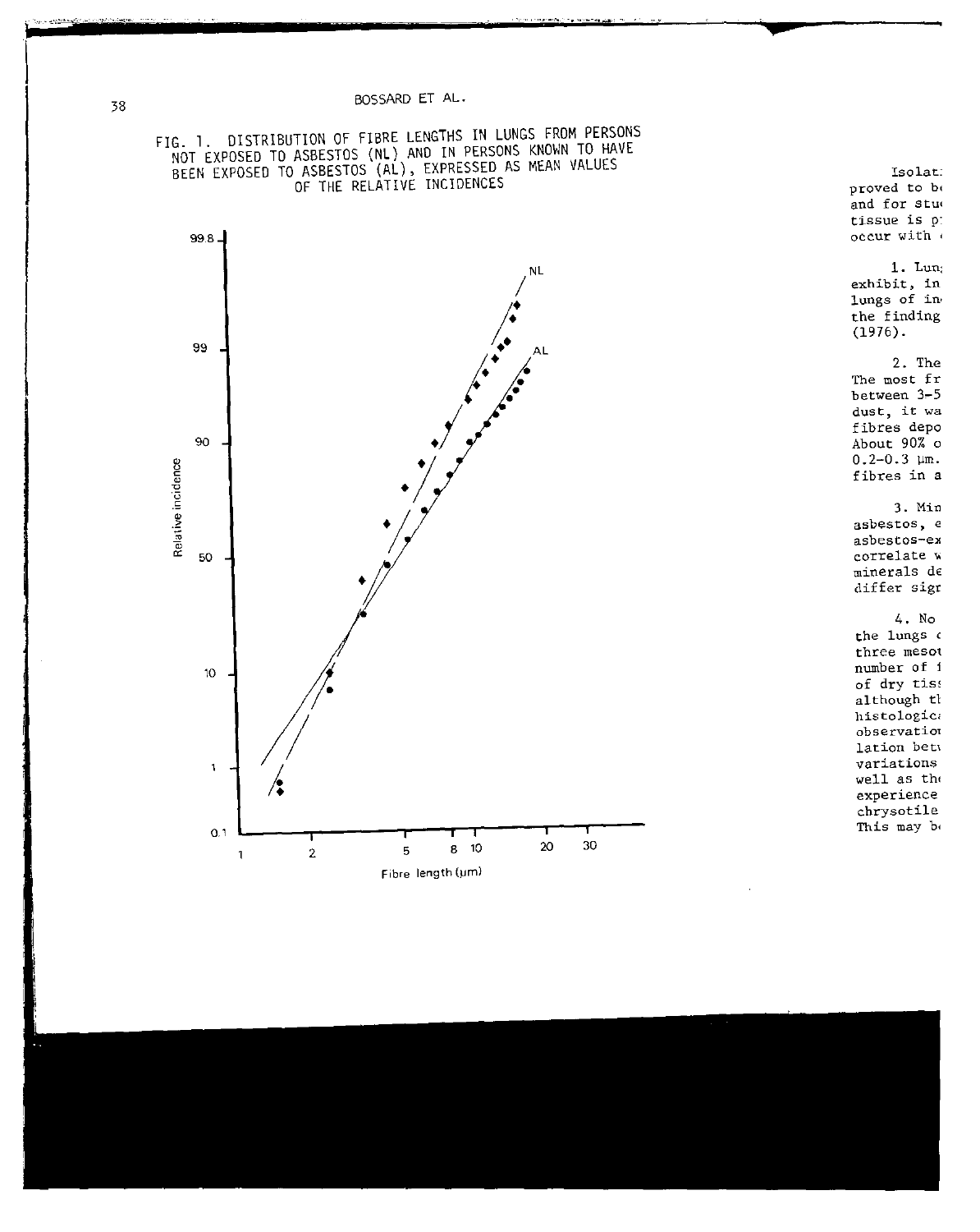FIG. 1. DISTRIBUTION OF FIBRE LENGTHS IN LUNGS FROM PERSONS NOT EXPOSED TO ASBESTOS (NL) AND IN PERSONS KNOWN TO HAVE BEEN EXPOSED TO ASBESTOS (AL), EXPRESSED AS MEAN VALUES OF THE RELATIVE INCIDENCES

Isolat proved to b and for stu tissue is p occur with

1. Lun exhibit, in lungs of in the finding (1976).

2. The The most fr between 3-5 dust, it wa fibres depo About 90% o 0.2-0.3 µm. fibres in a

3. Min asbestos, e asbestos-ex correlate w minerals de differ sign

4. No the lungs c three mesot number of f of dry tis although th histologica observation lation betw variations well as the experience chrysotile This may b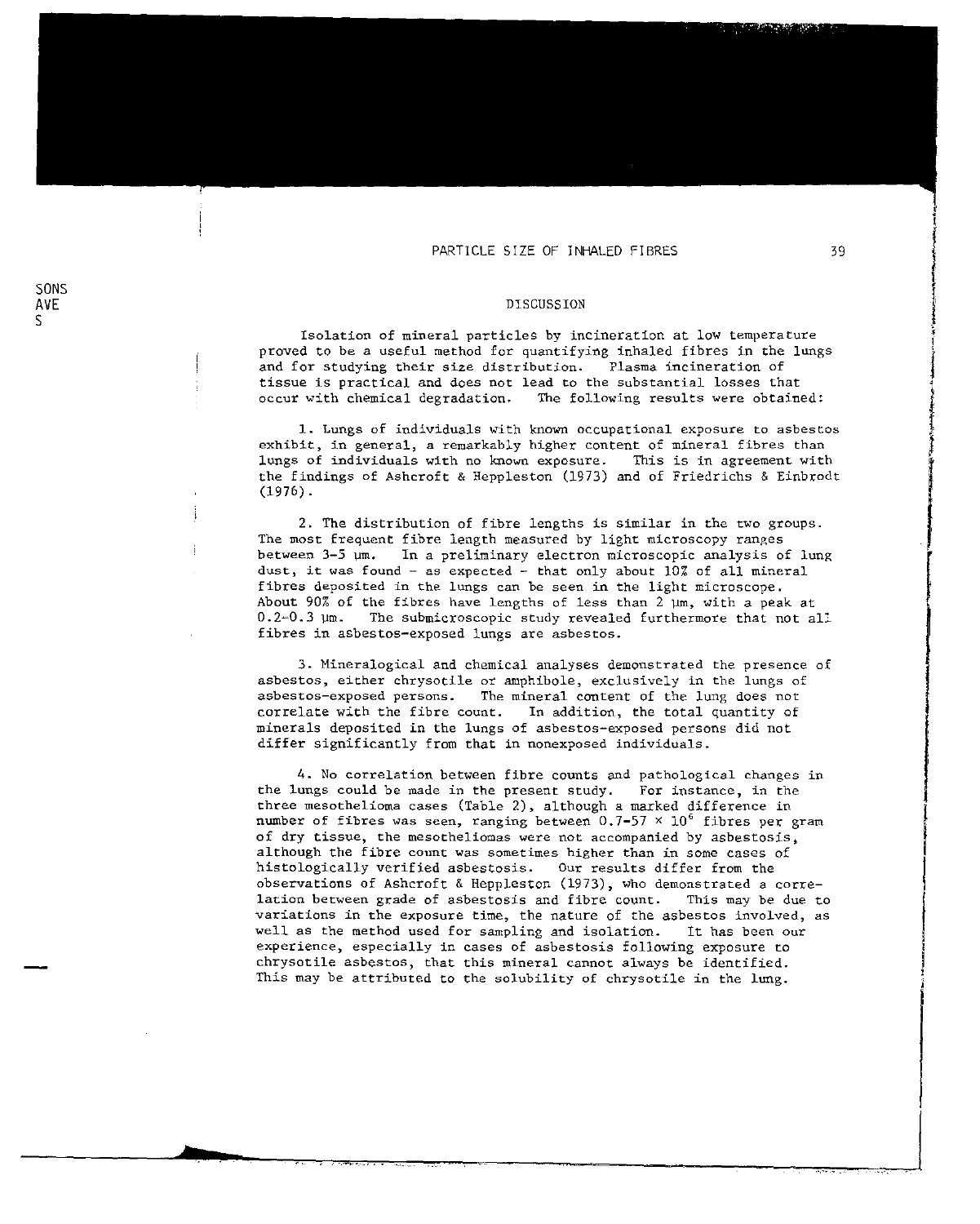## DISCUSSION

Isolation of mineral particles by incineration at low temperature proved to be a useful method for quantifying inhaled fibres in the lungs and for studying their size distribution. Plasma incineration of tissue is practical and does not lead to the substantial losses that occur with chemical degradation. The following results were obtained:

1. Lungs of individuals with known occupational exposure to asbestos exhibit, in general, a remarkably higher content of mineral fibres than lungs of individuals with no known exposure. This is in agreement with the findings of Ashcroft & Heppleston (1973) and of Friedrichs & Einbrodt (1976).

2. The distribution of fibre lengths is similar in the two groups. The most frequent fibre length measured by light microscopy ranges between 3-5 µm. In a preliminary electron microscopic analysis of lung dust, it was found - as expected - that only about 10% of all mineral fibres deposited in the lungs can be seen in the light microscope. About 90% of the fibres have lengths of less than 2 µm, with a peak at 0.2-0.3 µm. The submicroscopic study revealed furthermore that not all fibres in asbestos-exposed lungs are asbestos.

3. Mineralogical and chemical analyses demonstrated the presence of asbestos, either chrysotile or amphibole, exclusively in the lungs of asbestos-exposed persons. The mineral content of the lung does not correlate with the fibre count. In addition, the total quantity of minerals deposited in the lungs of asbestos-exposed persons did not differ significantly from that in nonexposed individuals.

4. No correlation between fibre counts and pathological changes in the lungs could be made in the present study. For instance, in the three mesothelioma cases (Table 2), although a marked difference in number of fibres was seen, ranging between $0.7\text{-}57 \times 10^6$ fibres per gram of dry tissue, the mesotheliomas were not accompanied by asbestosis, although the fibre count was sometimes higher than in some cases of histologically verified asbestosis. Our results differ from the observations of Ashcroft & Heppleston (1973), who demonstrated a correlation between grade of asbestosis and fibre count. This may be due to variations in the exposure time, the nature of the asbestos involved, as well as the method used for sampling and isolation. It has been our experience, especially in cases of asbestosis following exposure to chrysotile asbestos, that this mineral cannot always be identified. This may be attributed to the solubility of chrysotile in the lung.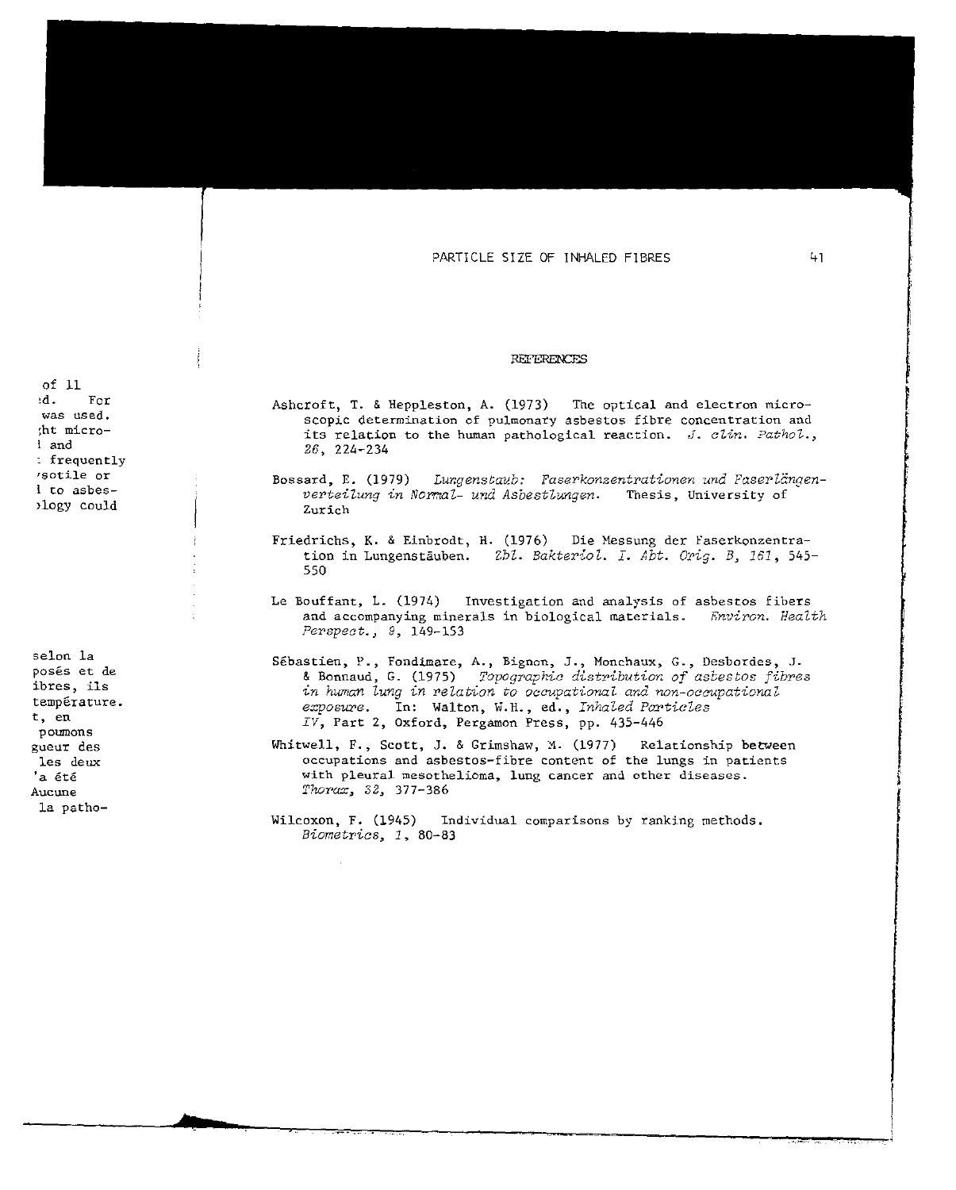## REFERENCES

Ashcroft, T. & Heppleston, A. (1973) The optical and electron microscopic determination of pulmonary asbestos fibre concentration and its relation to the human pathological reaction. *J. clin. Pathol.*, *26*, 224-234

Bossard, E. (1979) *Lungenstaub: Faserkonzentrationen und Faserlängenverteilung in Normal- und Asbestlungen.* Thesis, University of Zurich

Friedrichs, K. & Einbrodt, H. (1976) Die Messung der Faserkonzentration in Lungenstäuben. *Zbl. Bakteriol. I. Abt. Orig. B*, *161*, 545-550

Le Bouffant, L. (1974) Investigation and analysis of asbestos fibers and accompanying minerals in biological materials. *Environ. Health Perspect.*, *9*, 149-153

Sébastien, P., Fondimare, A., Bignon, J., Monchaux, G., Desbordes, J. & Bonnaud, G. (1975) *Topographic distribution of asbestos fibres in human lung in relation to occupational and non-occupational exposure.* In: Walton, W.H., ed., *Inhaled Particles IV*, Part 2, Oxford, Pergamon Press, pp. 435-446

Whitwell, F., Scott, J. & Grimshaw, M. (1977) Relationship between occupations and asbestos-fibre content of the lungs in patients with pleural mesothelioma, lung cancer and other diseases. *Thorax*, *32*, 377-386

Wilcoxon, F. (1945) Individual comparisons by ranking methods. *Biometrics*, *1*, 80-83